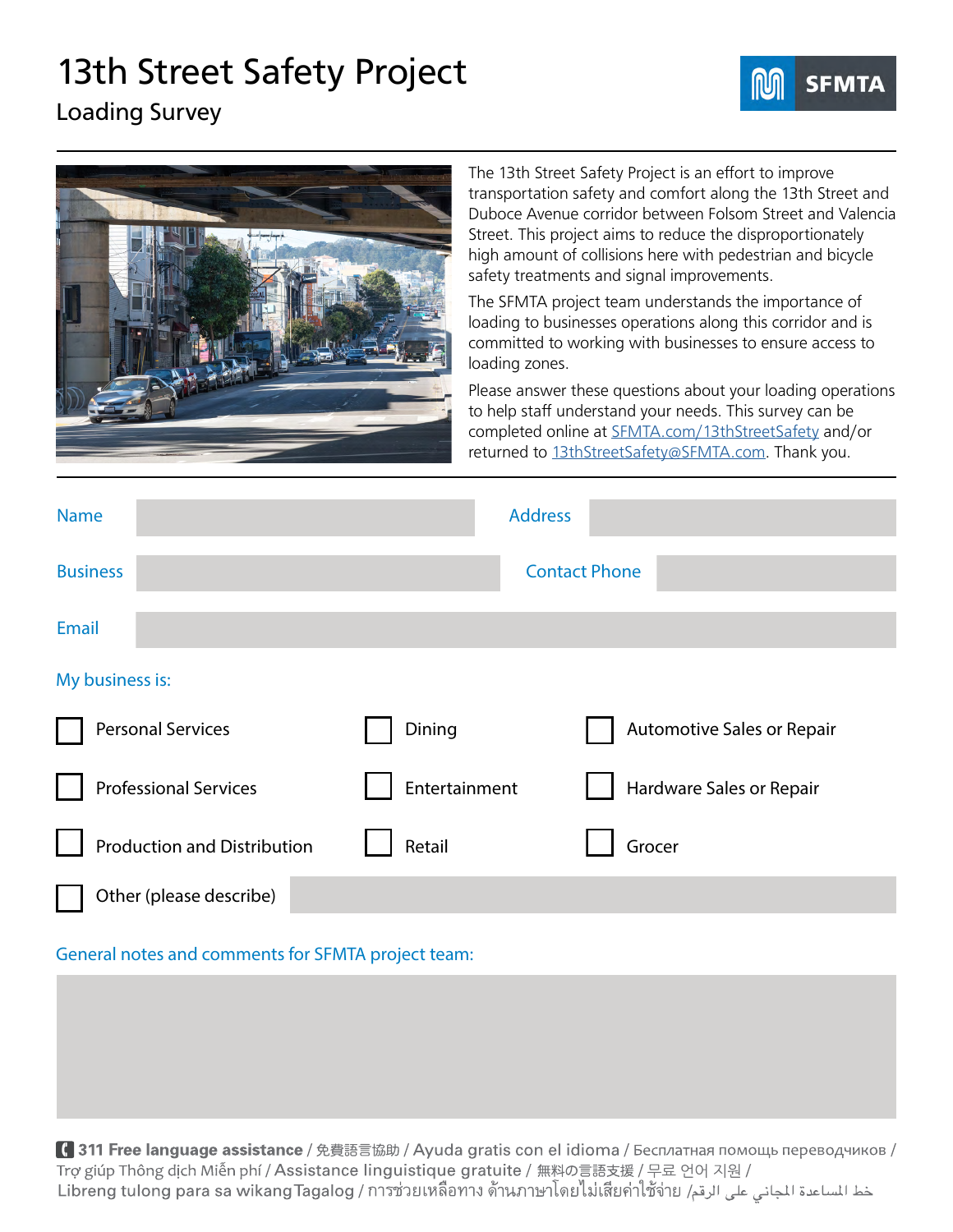# 13th Street Safety Project

## Loading Survey

SFMTA

The 13th Street Safety Project is an effort to improve transportation safety and comfort along the 13th Street and Duboce Avenue corridor between Folsom Street and Valencia Street. This project aims to reduce the disproportionately high amount of collisions here with pedestrian and bicycle safety treatments and signal improvements.

The SFMTA project team understands the importance of loading to businesses operations along this corridor and is committed to working with businesses to ensure access to loading zones.

Please answer these questions about your loading operations to help staff understand your needs. This survey can be completed online at SFMTA.com/13thStreetSafety and/or returned to 13thStreetSafety@SFMTA.com. Thank you.

Name: ______________________ Address: ______________________

Business: ______________________ Contact Phone: ______________________

Email: ______________________

**My business is:**

- ☐ Personal Services
- ☐ Dining
- ☐ Automotive Sales or Repair
- ☐ Professional Services
- ☐ Entertainment
- ☐ Hardware Sales or Repair
- ☐ Production and Distribution
- ☐ Retail
- ☐ Grocer
- ☐ Other (please describe) ______________________

**General notes and comments for SFMTA project team:**

______________________

**311 Free language assistance** / 免費語言協助 / Ayuda gratis con el idioma / Бесплатная помощь переводчиков / Trợ giúp Thông dịch Miễn phí / Assistance linguistique gratuite / 無料の言語支援 / 무료 언어 지원 / Libreng tulong para sa wikang Tagalog / การช่วยเหลือทางด้านภาษาโดยไม่เสียค่าใช้จ่าย / خط المساعدة المجاني على الرقم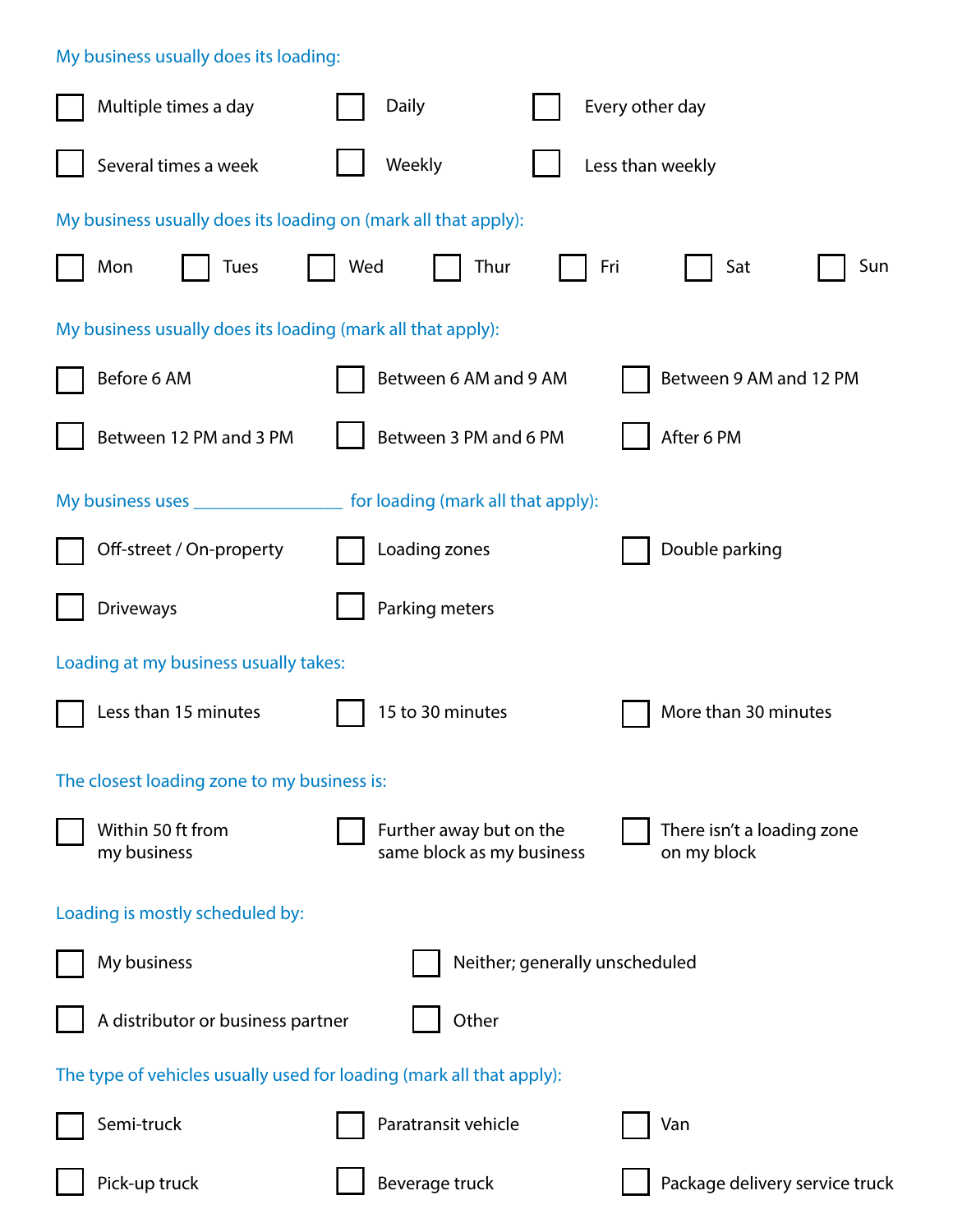My business usually does its loading:

- [ ] Multiple times a day
- [ ] Daily
- [ ] Every other day
- [ ] Several times a week
- [ ] Weekly
- [ ] Less than weekly

My business usually does its loading on (mark all that apply):

- [ ] Mon
- [ ] Tues
- [ ] Wed
- [ ] Thur
- [ ] Fri
- [ ] Sat
- [ ] Sun

My business usually does its loading (mark all that apply):

- [ ] Before 6 AM
- [ ] Between 6 AM and 9 AM
- [ ] Between 9 AM and 12 PM
- [ ] Between 12 PM and 3 PM
- [ ] Between 3 PM and 6 PM
- [ ] After 6 PM

My business uses ________________ for loading (mark all that apply):

- [ ] Off-street / On-property
- [ ] Loading zones
- [ ] Double parking
- [ ] Driveways
- [ ] Parking meters

Loading at my business usually takes:

- [ ] Less than 15 minutes
- [ ] 15 to 30 minutes
- [ ] More than 30 minutes

The closest loading zone to my business is:

- [ ] Within 50 ft from my business
- [ ] Further away but on the same block as my business
- [ ] There isn't a loading zone on my block

Loading is mostly scheduled by:

- [ ] My business
- [ ] Neither; generally unscheduled
- [ ] A distributor or business partner
- [ ] Other

The type of vehicles usually used for loading (mark all that apply):

- [ ] Semi-truck
- [ ] Paratransit vehicle
- [ ] Van
- [ ] Pick-up truck
- [ ] Beverage truck
- [ ] Package delivery service truck